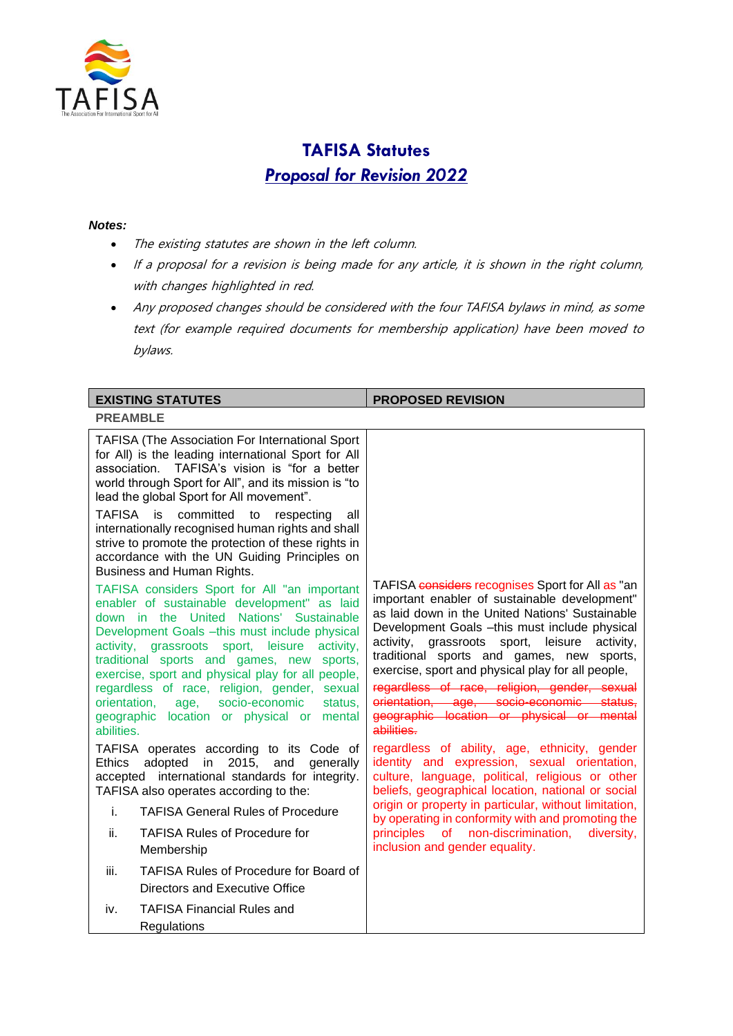# TAFISA Statutes

## *Proposal for Revision 2022*

***Notes:***

- *The existing statutes are shown in the left column.*
- *If a proposal for a revision is being made for any article, it is shown in the right column, with changes highlighted in red.*
- *Any proposed changes should be considered with the four TAFISA bylaws in mind, as some text (for example required documents for membership application) have been moved to bylaws.*

| EXISTING STATUTES | PROPOSED REVISION |
|---|---|
| **PREAMBLE** | |
| TAFISA (The Association For International Sport for All) is the leading international Sport for All association. TAFISA's vision is "for a better world through Sport for All", and its mission is "to lead the global Sport for All movement". | |
| TAFISA is committed to respecting all internationally recognised human rights and shall strive to promote the protection of these rights in accordance with the UN Guiding Principles on Business and Human Rights. | |
| TAFISA considers Sport for All "an important enabler of sustainable development" as laid down in the United Nations' Sustainable Development Goals –this must include physical activity, grassroots sport, leisure activity, traditional sports and games, new sports, exercise, sport and physical play for all people, regardless of race, religion, gender, sexual orientation, age, socio-economic status, geographic location or physical or mental abilities. | TAFISA ~~considers~~ recognises Sport for All as "an important enabler of sustainable development" as laid down in the United Nations' Sustainable Development Goals –this must include physical activity, grassroots sport, leisure activity, traditional sports and games, new sports, exercise, sport and physical play for all people, ~~regardless of race, religion, gender, sexual orientation, age, socio-economic status, geographic location or physical or mental abilities.~~ regardless of ability, age, ethnicity, gender identity and expression, sexual orientation, culture, language, political, religious or other beliefs, geographical location, national or social origin or property in particular, without limitation, by operating in conformity with and promoting the principles of non-discrimination, diversity, inclusion and gender equality. |
| TAFISA operates according to its Code of Ethics adopted in 2015, and generally accepted international standards for integrity. TAFISA also operates according to the:<br>i. TAFISA General Rules of Procedure<br>ii. TAFISA Rules of Procedure for Membership<br>iii. TAFISA Rules of Procedure for Board of Directors and Executive Office<br>iv. TAFISA Financial Rules and Regulations | |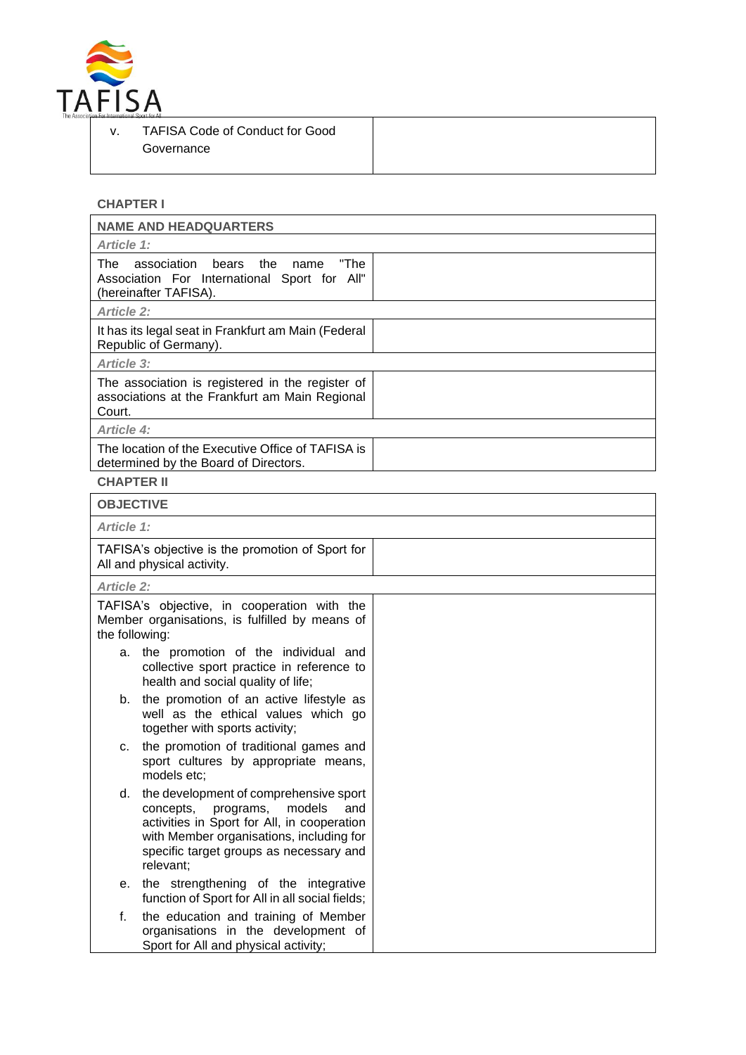| v. TAFISA Code of Conduct for Good Governance | |
|---|---|

**CHAPTER I**

| NAME AND HEADQUARTERS | |
|---|---|
| *Article 1:* | |
| The association bears the name "The Association For International Sport for All" (hereinafter TAFISA). | |
| *Article 2:* | |
| It has its legal seat in Frankfurt am Main (Federal Republic of Germany). | |
| *Article 3:* | |
| The association is registered in the register of associations at the Frankfurt am Main Regional Court. | |
| *Article 4:* | |
| The location of the Executive Office of TAFISA is determined by the Board of Directors. | |

**CHAPTER II**

| OBJECTIVE | |
|---|---|
| *Article 1:* | |
| TAFISA's objective is the promotion of Sport for All and physical activity. | |
| *Article 2:* | |
| TAFISA's objective, in cooperation with the Member organisations, is fulfilled by means of the following:<br>a. the promotion of the individual and collective sport practice in reference to health and social quality of life;<br>b. the promotion of an active lifestyle as well as the ethical values which go together with sports activity;<br>c. the promotion of traditional games and sport cultures by appropriate means, models etc;<br>d. the development of comprehensive sport concepts, programs, models and activities in Sport for All, in cooperation with Member organisations, including for specific target groups as necessary and relevant;<br>e. the strengthening of the integrative function of Sport for All in all social fields;<br>f. the education and training of Member organisations in the development of Sport for All and physical activity; | |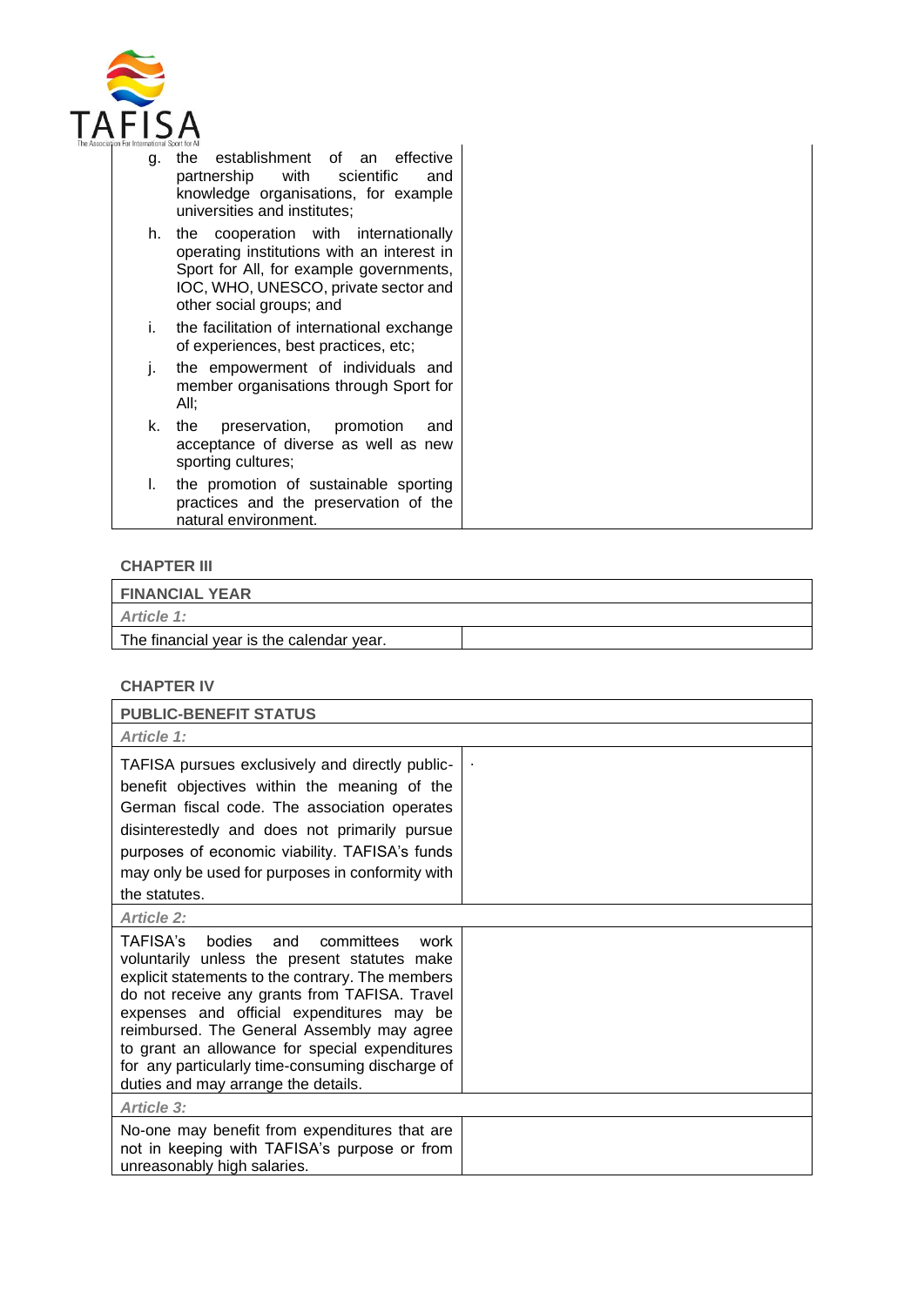| | |
|---|---|
| g. the establishment of an effective partnership with scientific and knowledge organisations, for example universities and institutes;<br>h. the cooperation with internationally operating institutions with an interest in Sport for All, for example governments, IOC, WHO, UNESCO, private sector and other social groups; and<br>i. the facilitation of international exchange of experiences, best practices, etc;<br>j. the empowerment of individuals and member organisations through Sport for All;<br>k. the preservation, promotion and acceptance of diverse as well as new sporting cultures;<br>l. the promotion of sustainable sporting practices and the preservation of the natural environment. | |

**CHAPTER III**

| FINANCIAL YEAR | |
|---|---|
| *Article 1:* | |
| The financial year is the calendar year. | |

**CHAPTER IV**

| PUBLIC-BENEFIT STATUS | |
|---|---|
| *Article 1:* | |
| TAFISA pursues exclusively and directly public-benefit objectives within the meaning of the German fiscal code. The association operates disinterestedly and does not primarily pursue purposes of economic viability. TAFISA's funds may only be used for purposes in conformity with the statutes. | . |
| *Article 2:* | |
| TAFISA's bodies and committees work voluntarily unless the present statutes make explicit statements to the contrary. The members do not receive any grants from TAFISA. Travel expenses and official expenditures may be reimbursed. The General Assembly may agree to grant an allowance for special expenditures for any particularly time-consuming discharge of duties and may arrange the details. | |
| *Article 3:* | |
| No-one may benefit from expenditures that are not in keeping with TAFISA's purpose or from unreasonably high salaries. | |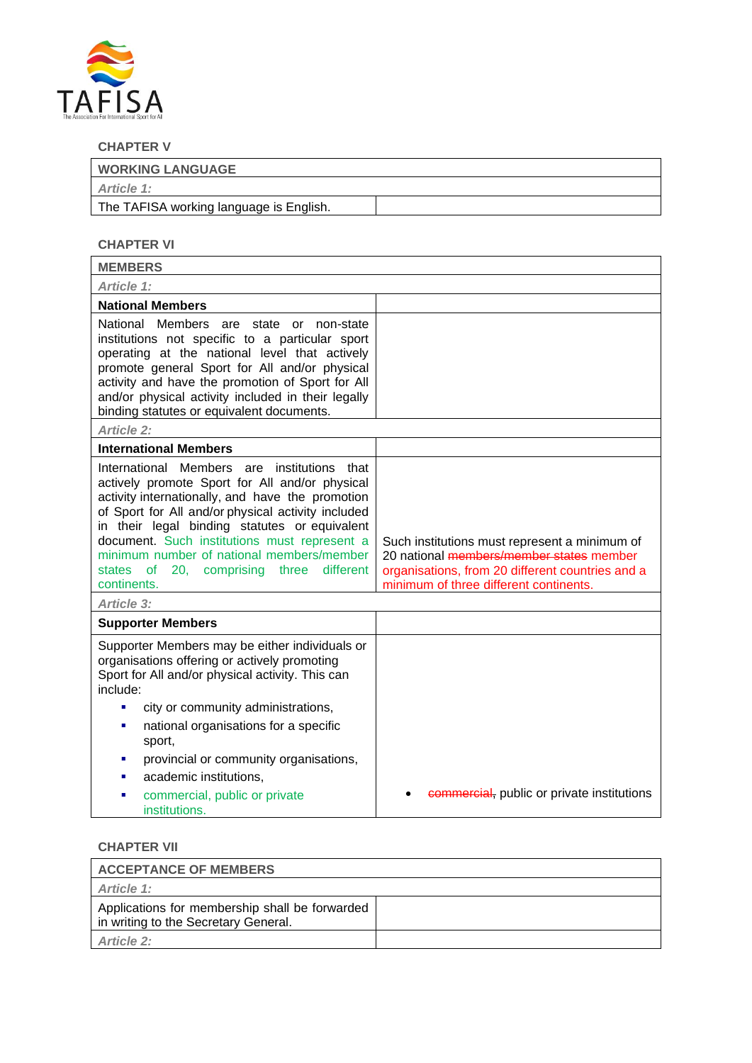**CHAPTER V**

| WORKING LANGUAGE | |
|---|---|
| *Article 1:* | |
| The TAFISA working language is English. | |

**CHAPTER VI**

| MEMBERS | |
|---|---|
| *Article 1:* | |
| **National Members** | |
| National Members are state or non-state institutions not specific to a particular sport operating at the national level that actively promote general Sport for All and/or physical activity and have the promotion of Sport for All and/or physical activity included in their legally binding statutes or equivalent documents. | |
| *Article 2:* | |
| **International Members** | |
| International Members are institutions that actively promote Sport for All and/or physical activity internationally, and have the promotion of Sport for All and/or physical activity included in their legal binding statutes or equivalent document. Such institutions must represent a minimum number of national members/member states of 20, comprising three different continents. | Such institutions must represent a minimum of 20 national ~~members/member states~~ member organisations, from 20 different countries and a minimum of three different continents. |
| *Article 3:* | |
| **Supporter Members** | |
| Supporter Members may be either individuals or organisations offering or actively promoting Sport for All and/or physical activity. This can include:<br>- city or community administrations,<br>- national organisations for a specific sport,<br>- provincial or community organisations,<br>- academic institutions,<br>- commercial, public or private institutions. | - ~~commercial,~~ public or private institutions |

**CHAPTER VII**

| ACCEPTANCE OF MEMBERS | |
|---|---|
| *Article 1:* | |
| Applications for membership shall be forwarded in writing to the Secretary General. | |
| *Article 2:* | |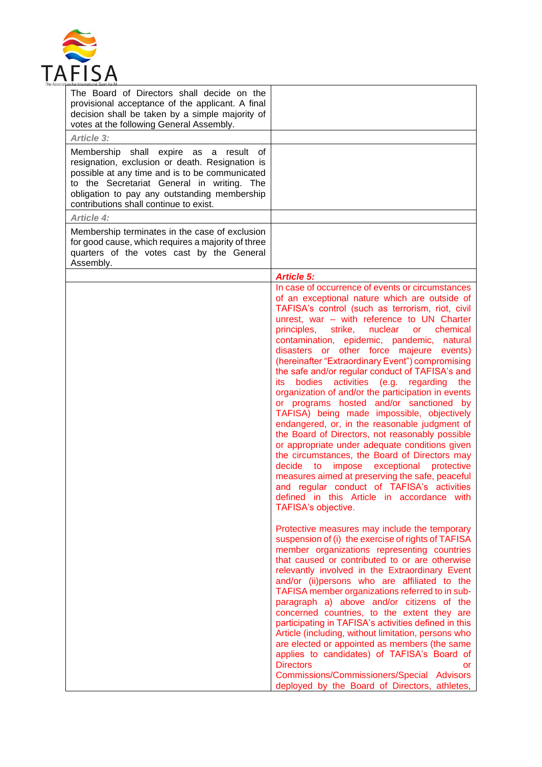| | |
|---|---|
| The Board of Directors shall decide on the provisional acceptance of the applicant. A final decision shall be taken by a simple majority of votes at the following General Assembly. | |
| *Article 3:* | |
| Membership shall expire as a result of resignation, exclusion or death. Resignation is possible at any time and is to be communicated to the Secretariat General in writing. The obligation to pay any outstanding membership contributions shall continue to exist. | |
| *Article 4:* | |
| Membership terminates in the case of exclusion for good cause, which requires a majority of three quarters of the votes cast by the General Assembly. | |
| | ***Article 5:*** |
| | In case of occurrence of events or circumstances of an exceptional nature which are outside of TAFISA's control (such as terrorism, riot, civil unrest, war – with reference to UN Charter principles, strike, nuclear or chemical contamination, epidemic, pandemic, natural disasters or other force majeure events) (hereinafter "Extraordinary Event") compromising the safe and/or regular conduct of TAFISA's and its bodies activities (e.g. regarding the organization of and/or the participation in events or programs hosted and/or sanctioned by TAFISA) being made impossible, objectively endangered, or, in the reasonable judgment of the Board of Directors, not reasonably possible or appropriate under adequate conditions given the circumstances, the Board of Directors may decide to impose exceptional protective measures aimed at preserving the safe, peaceful and regular conduct of TAFISA's activities defined in this Article in accordance with TAFISA's objective.<br><br>Protective measures may include the temporary suspension of (i) the exercise of rights of TAFISA member organizations representing countries that caused or contributed to or are otherwise relevantly involved in the Extraordinary Event and/or (ii)persons who are affiliated to the TAFISA member organizations referred to in sub-paragraph a) above and/or citizens of the concerned countries, to the extent they are participating in TAFISA's activities defined in this Article (including, without limitation, persons who are elected or appointed as members (the same applies to candidates) of TAFISA's Board of Directors or Commissions/Commissioners/Special Advisors deployed by the Board of Directors, athletes, |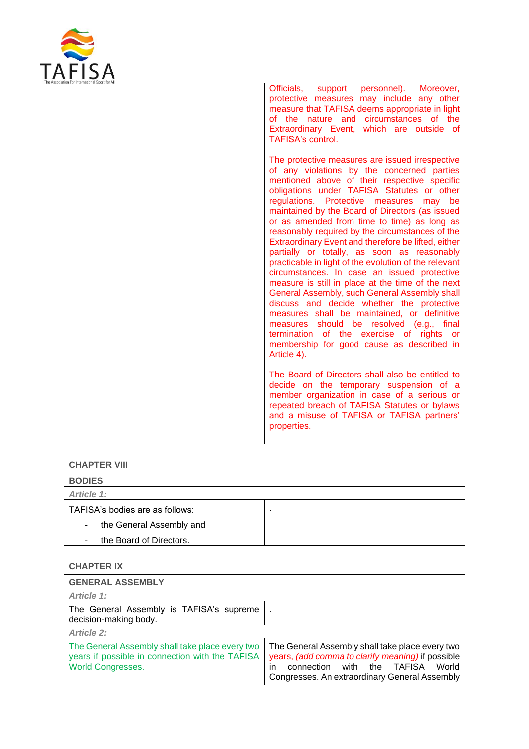| | |
|---|---|
| | Officials, support personnel). Moreover, protective measures may include any other measure that TAFISA deems appropriate in light of the nature and circumstances of the Extraordinary Event, which are outside of TAFISA's control.<br><br>The protective measures are issued irrespective of any violations by the concerned parties mentioned above of their respective specific obligations under TAFISA Statutes or other regulations. Protective measures may be maintained by the Board of Directors (as issued or as amended from time to time) as long as reasonably required by the circumstances of the Extraordinary Event and therefore be lifted, either partially or totally, as soon as reasonably practicable in light of the evolution of the relevant circumstances. In case an issued protective measure is still in place at the time of the next General Assembly, such General Assembly shall discuss and decide whether the protective measures shall be maintained, or definitive measures should be resolved (e.g., final termination of the exercise of rights or membership for good cause as described in Article 4).<br><br>The Board of Directors shall also be entitled to decide on the temporary suspension of a member organization in case of a serious or repeated breach of TAFISA Statutes or bylaws and a misuse of TAFISA or TAFISA partners' properties. |

**CHAPTER VIII**

| **BODIES** | |
|---|---|
| ***Article 1:*** | |
| TAFISA's bodies are as follows:<br>- the General Assembly and<br>- the Board of Directors. | . |

**CHAPTER IX**

| **GENERAL ASSEMBLY** | |
|---|---|
| ***Article 1:*** | |
| The General Assembly is TAFISA's supreme decision-making body. | . |
| ***Article 2:*** | |
| The General Assembly shall take place every two years if possible in connection with the TAFISA World Congresses. | The General Assembly shall take place every two years, *(add comma to clarify meaning)* if possible in connection with the TAFISA World Congresses. An extraordinary General Assembly |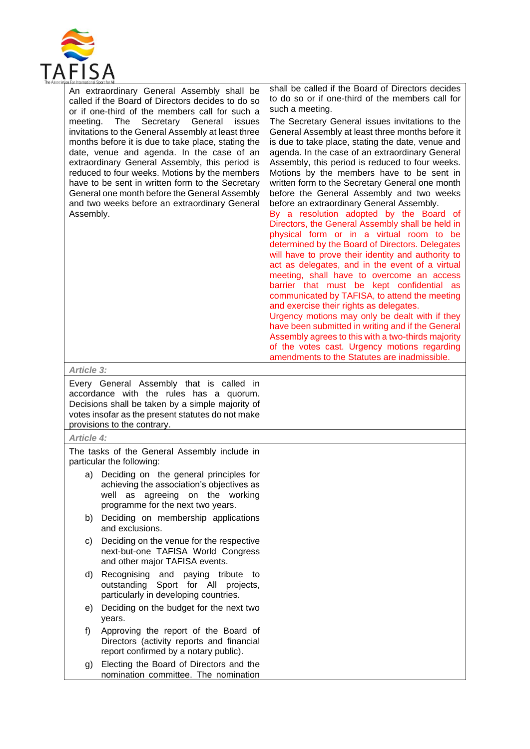| | |
|---|---|
| An extraordinary General Assembly shall be called if the Board of Directors decides to do so or if one-third of the members call for such a meeting. The Secretary General issues invitations to the General Assembly at least three months before it is due to take place, stating the date, venue and agenda. In the case of an extraordinary General Assembly, this period is reduced to four weeks. Motions by the members have to be sent in written form to the Secretary General one month before the General Assembly and two weeks before an extraordinary General Assembly. | shall be called if the Board of Directors decides to do so or if one-third of the members call for such a meeting.<br>The Secretary General issues invitations to the General Assembly at least three months before it is due to take place, stating the date, venue and agenda. In the case of an extraordinary General Assembly, this period is reduced to four weeks. Motions by the members have to be sent in written form to the Secretary General one month before the General Assembly and two weeks before an extraordinary General Assembly.<br>By a resolution adopted by the Board of Directors, the General Assembly shall be held in physical form or in a virtual room to be determined by the Board of Directors. Delegates will have to prove their identity and authority to act as delegates, and in the event of a virtual meeting, shall have to overcome an access barrier that must be kept confidential as communicated by TAFISA, to attend the meeting and exercise their rights as delegates.<br>Urgency motions may only be dealt with if they have been submitted in writing and if the General Assembly agrees to this with a two-thirds majority of the votes cast. Urgency motions regarding amendments to the Statutes are inadmissible. |
| ***Article 3:*** | |
| Every General Assembly that is called in accordance with the rules has a quorum. Decisions shall be taken by a simple majority of votes insofar as the present statutes do not make provisions to the contrary. | |
| ***Article 4:*** | |
| The tasks of the General Assembly include in particular the following:<br>a) Deciding on the general principles for achieving the association's objectives as well as agreeing on the working programme for the next two years.<br>b) Deciding on membership applications and exclusions.<br>c) Deciding on the venue for the respective next-but-one TAFISA World Congress and other major TAFISA events.<br>d) Recognising and paying tribute to outstanding Sport for All projects, particularly in developing countries.<br>e) Deciding on the budget for the next two years.<br>f) Approving the report of the Board of Directors (activity reports and financial report confirmed by a notary public).<br>g) Electing the Board of Directors and the nomination committee. The nomination | |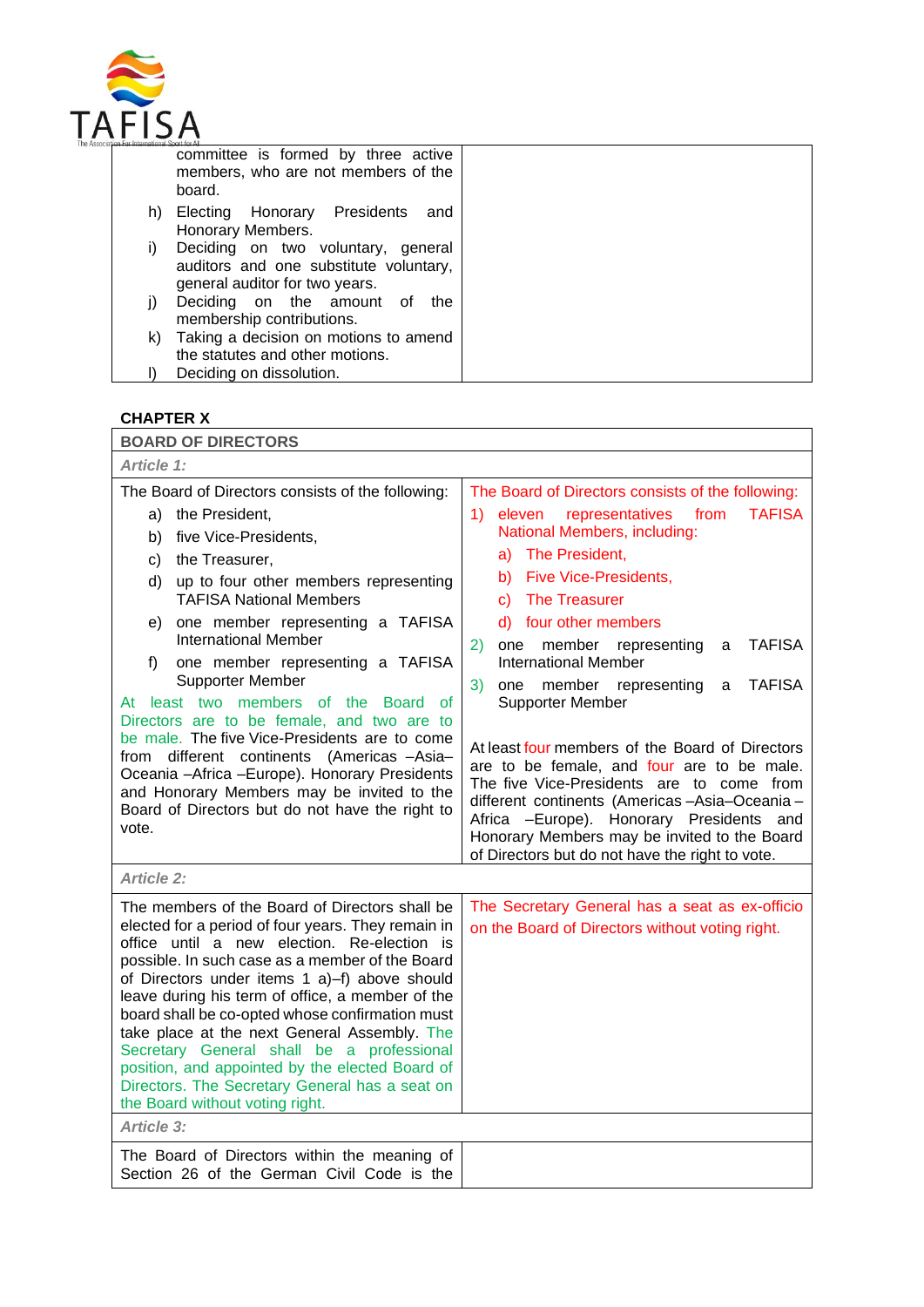| | |
|---|---|
| committee is formed by three active members, who are not members of the board.<br>h) Electing Honorary Presidents and Honorary Members.<br>i) Deciding on two voluntary, general auditors and one substitute voluntary, general auditor for two years.<br>j) Deciding on the amount of the membership contributions.<br>k) Taking a decision on motions to amend the statutes and other motions.<br>l) Deciding on dissolution. | |

**CHAPTER X**

| BOARD OF DIRECTORS | |
|---|---|
| *Article 1:* | |
| The Board of Directors consists of the following:<br>a) the President,<br>b) five Vice-Presidents,<br>c) the Treasurer,<br>d) up to four other members representing TAFISA National Members<br>e) one member representing a TAFISA International Member<br>f) one member representing a TAFISA Supporter Member<br>At least two members of the Board of Directors are to be female, and two are to be male. The five Vice-Presidents are to come from different continents (Americas –Asia–Oceania –Africa –Europe). Honorary Presidents and Honorary Members may be invited to the Board of Directors but do not have the right to vote. | The Board of Directors consists of the following:<br>1) eleven representatives from TAFISA National Members, including:<br>a) The President,<br>b) Five Vice-Presidents,<br>c) The Treasurer<br>d) four other members<br>2) one member representing a TAFISA International Member<br>3) one member representing a TAFISA Supporter Member<br><br>At least four members of the Board of Directors are to be female, and four are to be male. The five Vice-Presidents are to come from different continents (Americas –Asia–Oceania –Africa –Europe). Honorary Presidents and Honorary Members may be invited to the Board of Directors but do not have the right to vote. |
| *Article 2:* | |
| The members of the Board of Directors shall be elected for a period of four years. They remain in office until a new election. Re-election is possible. In such case as a member of the Board of Directors under items 1 a)–f) above should leave during his term of office, a member of the board shall be co-opted whose confirmation must take place at the next General Assembly. The Secretary General shall be a professional position, and appointed by the elected Board of Directors. The Secretary General has a seat on the Board without voting right. | The Secretary General has a seat as ex-officio on the Board of Directors without voting right. |
| *Article 3:* | |
| The Board of Directors within the meaning of Section 26 of the German Civil Code is the | |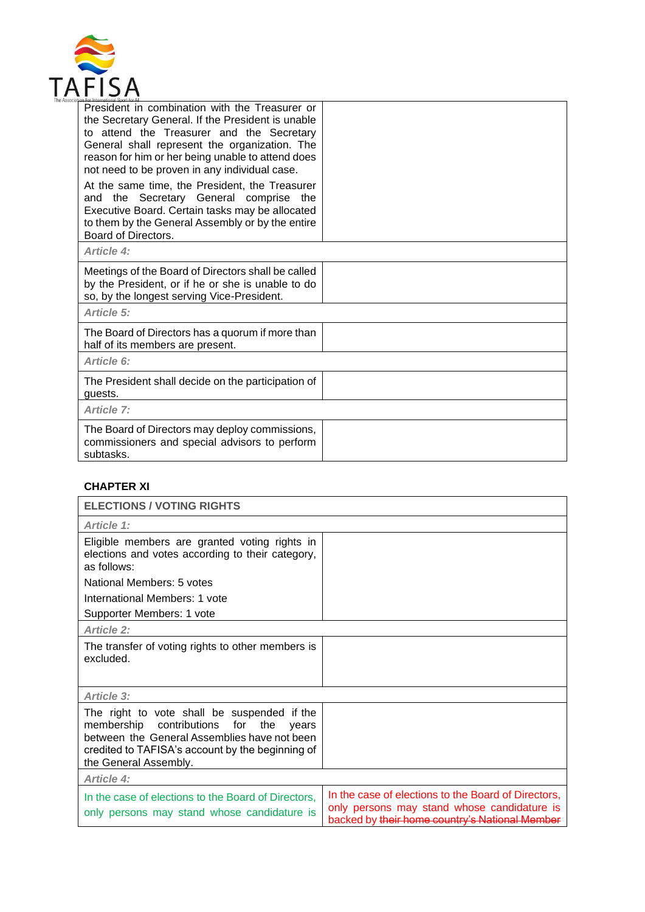| | |
|---|---|
| President in combination with the Treasurer or the Secretary General. If the President is unable to attend the Treasurer and the Secretary General shall represent the organization. The reason for him or her being unable to attend does not need to be proven in any individual case.<br><br>At the same time, the President, the Treasurer and the Secretary General comprise the Executive Board. Certain tasks may be allocated to them by the General Assembly or by the entire Board of Directors. | |
| *Article 4:* | |
| Meetings of the Board of Directors shall be called by the President, or if he or she is unable to do so, by the longest serving Vice-President. | |
| *Article 5:* | |
| The Board of Directors has a quorum if more than half of its members are present. | |
| *Article 6:* | |
| The President shall decide on the participation of guests. | |
| *Article 7:* | |
| The Board of Directors may deploy commissions, commissioners and special advisors to perform subtasks. | |

**CHAPTER XI**

| ELECTIONS / VOTING RIGHTS | |
|---|---|
| *Article 1:* | |
| Eligible members are granted voting rights in elections and votes according to their category, as follows:<br><br>National Members: 5 votes<br><br>International Members: 1 vote<br><br>Supporter Members: 1 vote | |
| *Article 2:* | |
| The transfer of voting rights to other members is excluded. | |
| *Article 3:* | |
| The right to vote shall be suspended if the membership contributions for the years between the General Assemblies have not been credited to TAFISA's account by the beginning of the General Assembly. | |
| *Article 4:* | |
| In the case of elections to the Board of Directors, only persons may stand whose candidature is | In the case of elections to the Board of Directors, only persons may stand whose candidature is backed by ~~their home country's National Member~~ |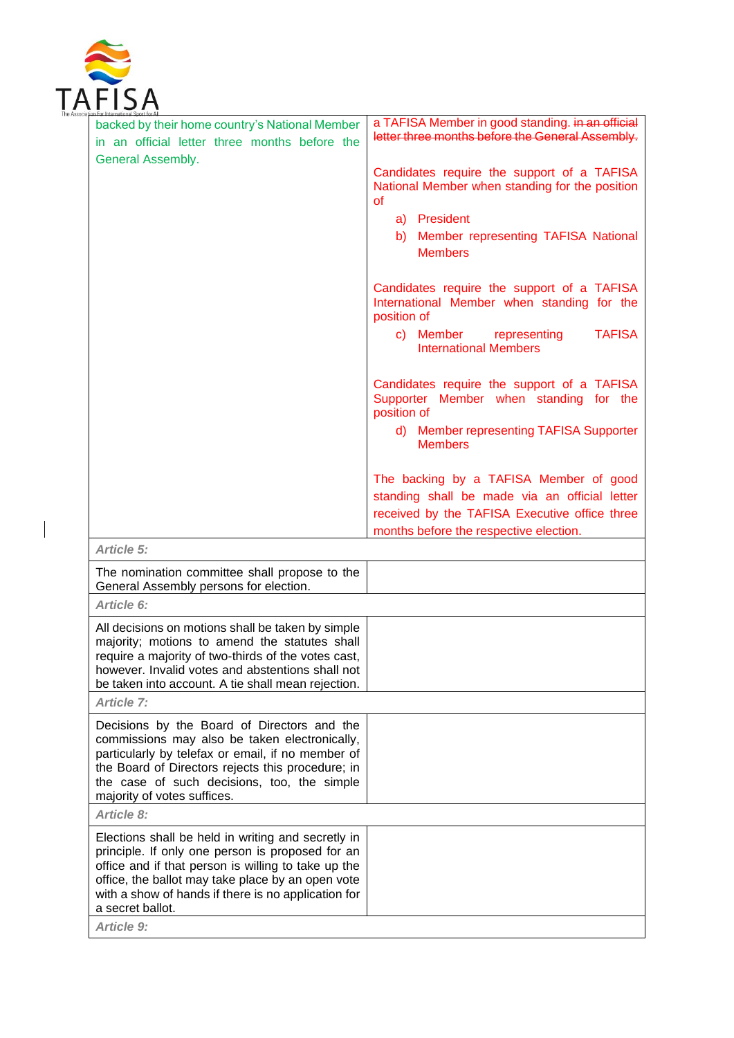| | |
|---|---|
| backed by their home country's National Member in an official letter three months before the General Assembly. | a TAFISA Member in good standing. ~~in an official letter three months before the General Assembly.~~<br><br>Candidates require the support of a TAFISA National Member when standing for the position of<br>a) President<br>b) Member representing TAFISA National Members<br><br>Candidates require the support of a TAFISA International Member when standing for the position of<br>c) Member representing TAFISA International Members<br><br>Candidates require the support of a TAFISA Supporter Member when standing for the position of<br>d) Member representing TAFISA Supporter Members<br><br>The backing by a TAFISA Member of good standing shall be made via an official letter received by the TAFISA Executive office three months before the respective election. |
| ***Article 5:*** | |
| The nomination committee shall propose to the General Assembly persons for election. | |
| ***Article 6:*** | |
| All decisions on motions shall be taken by simple majority; motions to amend the statutes shall require a majority of two-thirds of the votes cast, however. Invalid votes and abstentions shall not be taken into account. A tie shall mean rejection. | |
| ***Article 7:*** | |
| Decisions by the Board of Directors and the commissions may also be taken electronically, particularly by telefax or email, if no member of the Board of Directors rejects this procedure; in the case of such decisions, too, the simple majority of votes suffices. | |
| ***Article 8:*** | |
| Elections shall be held in writing and secretly in principle. If only one person is proposed for an office and if that person is willing to take up the office, the ballot may take place by an open vote with a show of hands if there is no application for a secret ballot. | |
| ***Article 9:*** | |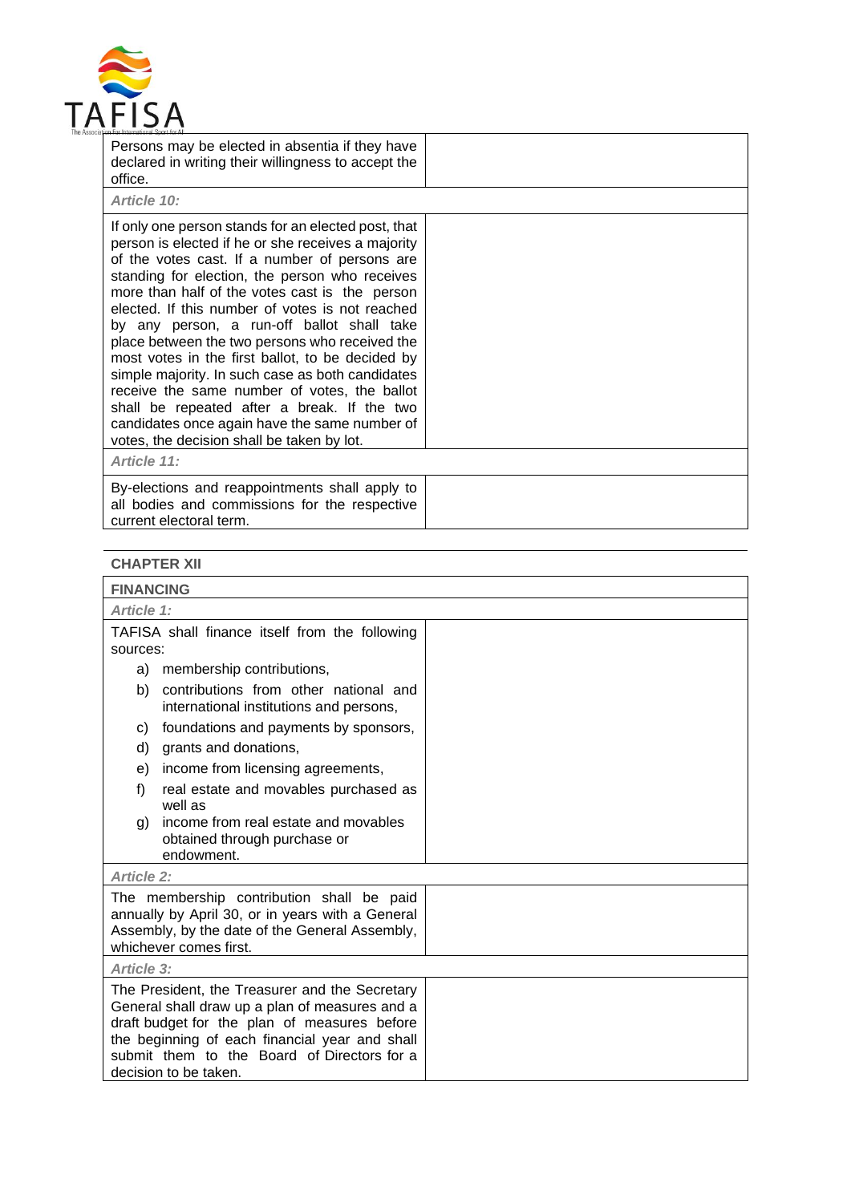| | |
|---|---|
| Persons may be elected in absentia if they have declared in writing their willingness to accept the office. | |
| *Article 10:* | |
| If only one person stands for an elected post, that person is elected if he or she receives a majority of the votes cast. If a number of persons are standing for election, the person who receives more than half of the votes cast is the person elected. If this number of votes is not reached by any person, a run-off ballot shall take place between the two persons who received the most votes in the first ballot, to be decided by simple majority. In such case as both candidates receive the same number of votes, the ballot shall be repeated after a break. If the two candidates once again have the same number of votes, the decision shall be taken by lot. | |
| *Article 11:* | |
| By-elections and reappointments shall apply to all bodies and commissions for the respective current electoral term. | |

**CHAPTER XII**

| **FINANCING** | |
|---|---|
| *Article 1:* | |
| TAFISA shall finance itself from the following sources:<br>a) membership contributions,<br>b) contributions from other national and international institutions and persons,<br>c) foundations and payments by sponsors,<br>d) grants and donations,<br>e) income from licensing agreements,<br>f) real estate and movables purchased as well as<br>g) income from real estate and movables obtained through purchase or endowment. | |
| *Article 2:* | |
| The membership contribution shall be paid annually by April 30, or in years with a General Assembly, by the date of the General Assembly, whichever comes first. | |
| *Article 3:* | |
| The President, the Treasurer and the Secretary General shall draw up a plan of measures and a draft budget for the plan of measures before the beginning of each financial year and shall submit them to the Board of Directors for a decision to be taken. | |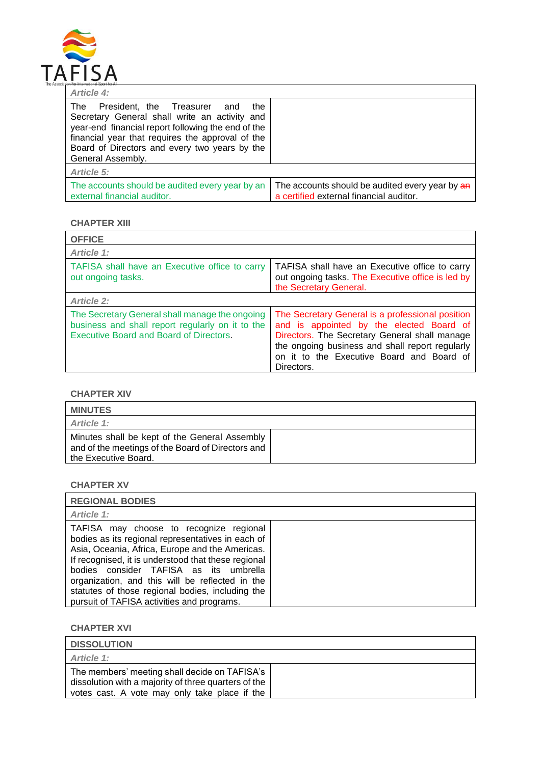| *Article 4:* | |
|---|---|
| The President, the Treasurer and the Secretary General shall write an activity and year-end financial report following the end of the financial year that requires the approval of the Board of Directors and every two years by the General Assembly. | |
| *Article 5:* | |
| The accounts should be audited every year by an external financial auditor. | The accounts should be audited every year by ~~an~~ a certified external financial auditor. |

### CHAPTER XIII

| **OFFICE** | |
|---|---|
| *Article 1:* | |
| TAFISA shall have an Executive office to carry out ongoing tasks. | TAFISA shall have an Executive office to carry out ongoing tasks. The Executive office is led by the Secretary General. |
| *Article 2:* | |
| The Secretary General shall manage the ongoing business and shall report regularly on it to the Executive Board and Board of Directors. | The Secretary General is a professional position and is appointed by the elected Board of Directors. The Secretary General shall manage the ongoing business and shall report regularly on it to the Executive Board and Board of Directors. |

### CHAPTER XIV

| **MINUTES** | |
|---|---|
| *Article 1:* | |
| Minutes shall be kept of the General Assembly and of the meetings of the Board of Directors and the Executive Board. | |

### CHAPTER XV

| **REGIONAL BODIES** | |
|---|---|
| *Article 1:* | |
| TAFISA may choose to recognize regional bodies as its regional representatives in each of Asia, Oceania, Africa, Europe and the Americas. If recognised, it is understood that these regional bodies consider TAFISA as its umbrella organization, and this will be reflected in the statutes of those regional bodies, including the pursuit of TAFISA activities and programs. | |

### CHAPTER XVI

| **DISSOLUTION** | |
|---|---|
| *Article 1:* | |
| The members' meeting shall decide on TAFISA's dissolution with a majority of three quarters of the votes cast. A vote may only take place if the | |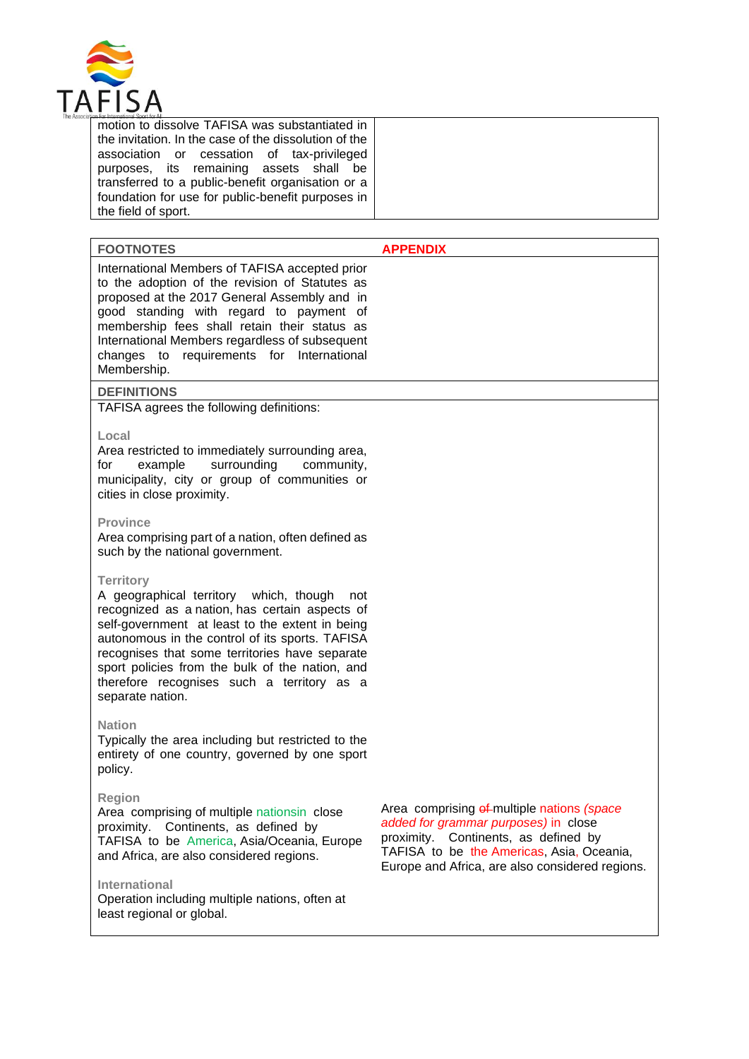| | |
|---|---|
| motion to dissolve TAFISA was substantiated in the invitation. In the case of the dissolution of the association or cessation of tax-privileged purposes, its remaining assets shall be transferred to a public-benefit organisation or a foundation for use for public-benefit purposes in the field of sport. | |

| FOOTNOTES | APPENDIX |
|---|---|
| International Members of TAFISA accepted prior to the adoption of the revision of Statutes as proposed at the 2017 General Assembly and in good standing with regard to payment of membership fees shall retain their status as International Members regardless of subsequent changes to requirements for International Membership. | |
| **DEFINITIONS** | |
| TAFISA agrees the following definitions:<br><br>**Local**<br>Area restricted to immediately surrounding area, for example surrounding community, municipality, city or group of communities or cities in close proximity.<br><br>**Province**<br>Area comprising part of a nation, often defined as such by the national government.<br><br>**Territory**<br>A geographical territory which, though not recognized as a nation, has certain aspects of self-government at least to the extent in being autonomous in the control of its sports. TAFISA recognises that some territories have separate sport policies from the bulk of the nation, and therefore recognises such a territory as a separate nation.<br><br>**Nation**<br>Typically the area including but restricted to the entirety of one country, governed by one sport policy.<br><br>**Region**<br>Area comprising of multiple nationsin close proximity. Continents, as defined by TAFISA to be America, Asia/Oceania, Europe and Africa, are also considered regions.<br><br>**International**<br>Operation including multiple nations, often at least regional or global. | Area comprising ~~of~~ multiple nations *(space added for grammar purposes)* in close proximity. Continents, as defined by TAFISA to be the Americas, Asia, Oceania, Europe and Africa, are also considered regions. |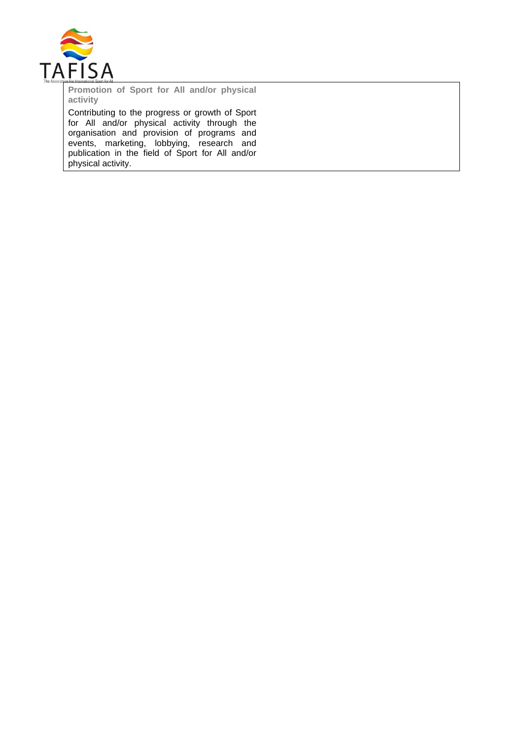| | |
|---|---|
| **Promotion of Sport for All and/or physical activity**<br><br>Contributing to the progress or growth of Sport for All and/or physical activity through the organisation and provision of programs and events, marketing, lobbying, research and publication in the field of Sport for All and/or physical activity. | |